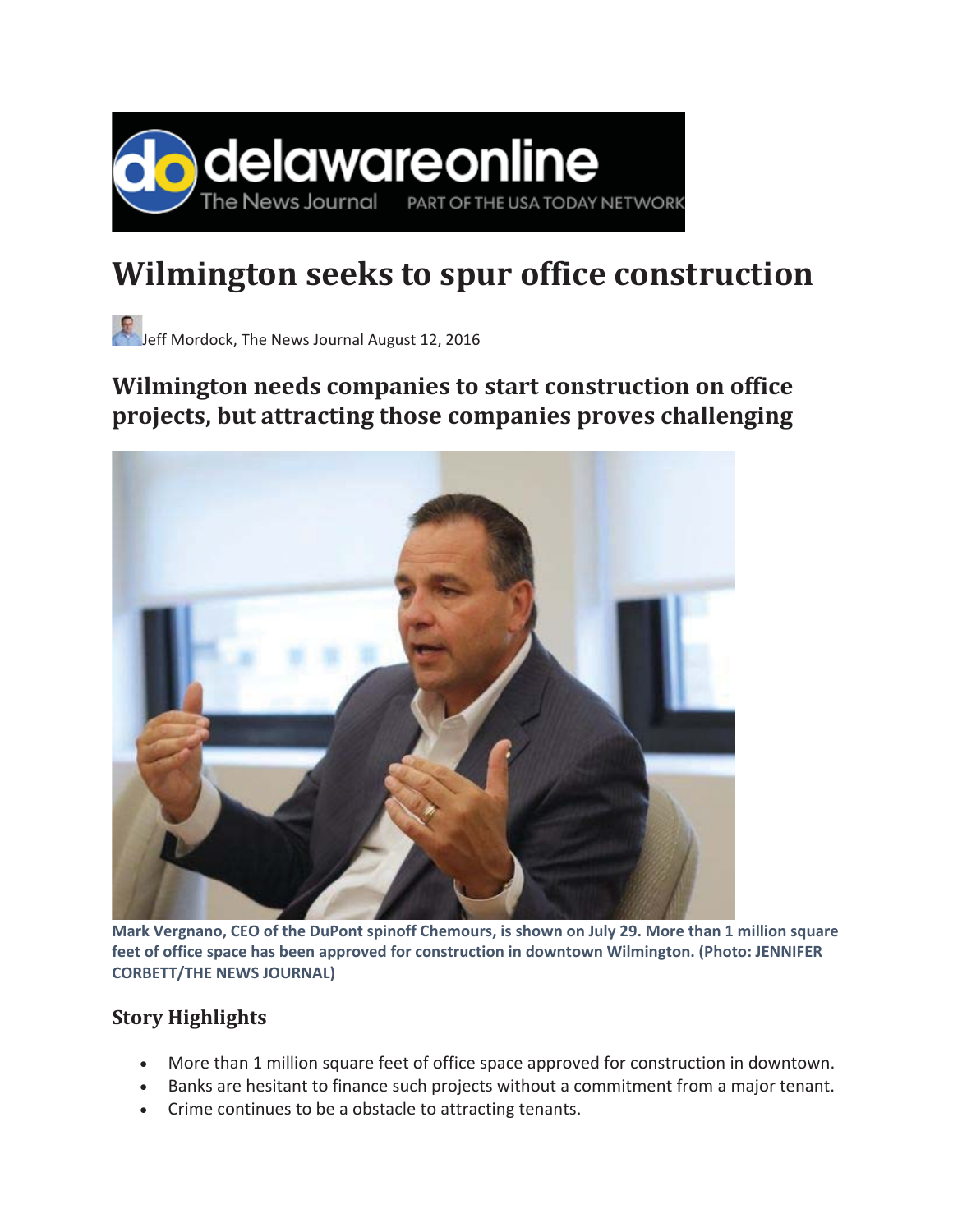# Wilmington seeks to spur office construction

Jeff Mordock, The News Journal August 12, 2016

## Wilmington needs companies to start construction on office projects, but attracting those companies proves challenging

**Mark Vergnano, CEO of the DuPont spinoff Chemours, is shown on July 29. More than 1 million square feet of office space has been approved for construction in downtown Wilmington. (Photo: JENNIFER CORBETT/THE NEWS JOURNAL)**

### Story Highlights

- More than 1 million square feet of office space approved for construction in downtown.
- Banks are hesitant to finance such projects without a commitment from a major tenant.
- Crime continues to be a obstacle to attracting tenants.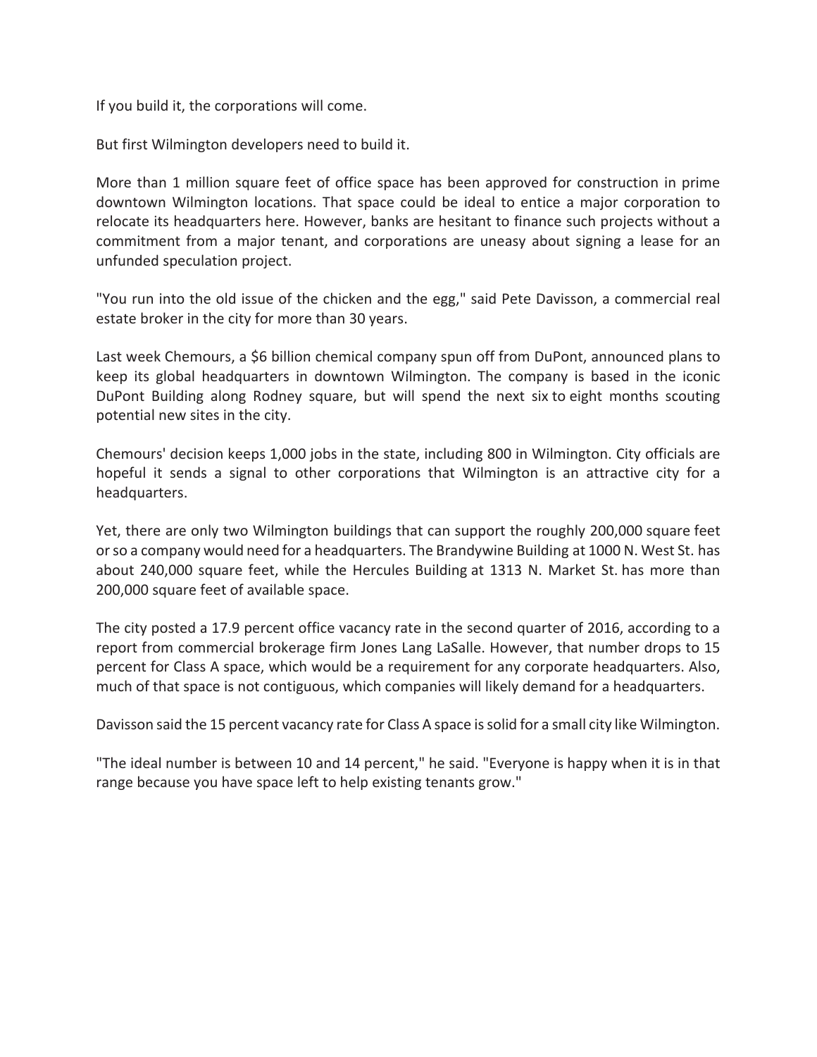If you build it, the corporations will come.

But first Wilmington developers need to build it.

More than 1 million square feet of office space has been approved for construction in prime downtown Wilmington locations. That space could be ideal to entice a major corporation to relocate its headquarters here. However, banks are hesitant to finance such projects without a commitment from a major tenant, and corporations are uneasy about signing a lease for an unfunded speculation project.

"You run into the old issue of the chicken and the egg," said Pete Davisson, a commercial real estate broker in the city for more than 30 years.

Last week Chemours, a $6 billion chemical company spun off from DuPont, announced plans to keep its global headquarters in downtown Wilmington. The company is based in the iconic DuPont Building along Rodney square, but will spend the next six to eight months scouting potential new sites in the city.

Chemours' decision keeps 1,000 jobs in the state, including 800 in Wilmington. City officials are hopeful it sends a signal to other corporations that Wilmington is an attractive city for a headquarters.

Yet, there are only two Wilmington buildings that can support the roughly 200,000 square feet or so a company would need for a headquarters. The Brandywine Building at 1000 N. West St. has about 240,000 square feet, while the Hercules Building at 1313 N. Market St. has more than 200,000 square feet of available space.

The city posted a 17.9 percent office vacancy rate in the second quarter of 2016, according to a report from commercial brokerage firm Jones Lang LaSalle. However, that number drops to 15 percent for Class A space, which would be a requirement for any corporate headquarters. Also, much of that space is not contiguous, which companies will likely demand for a headquarters.

Davisson said the 15 percent vacancy rate for Class A space is solid for a small city like Wilmington.

"The ideal number is between 10 and 14 percent," he said. "Everyone is happy when it is in that range because you have space left to help existing tenants grow."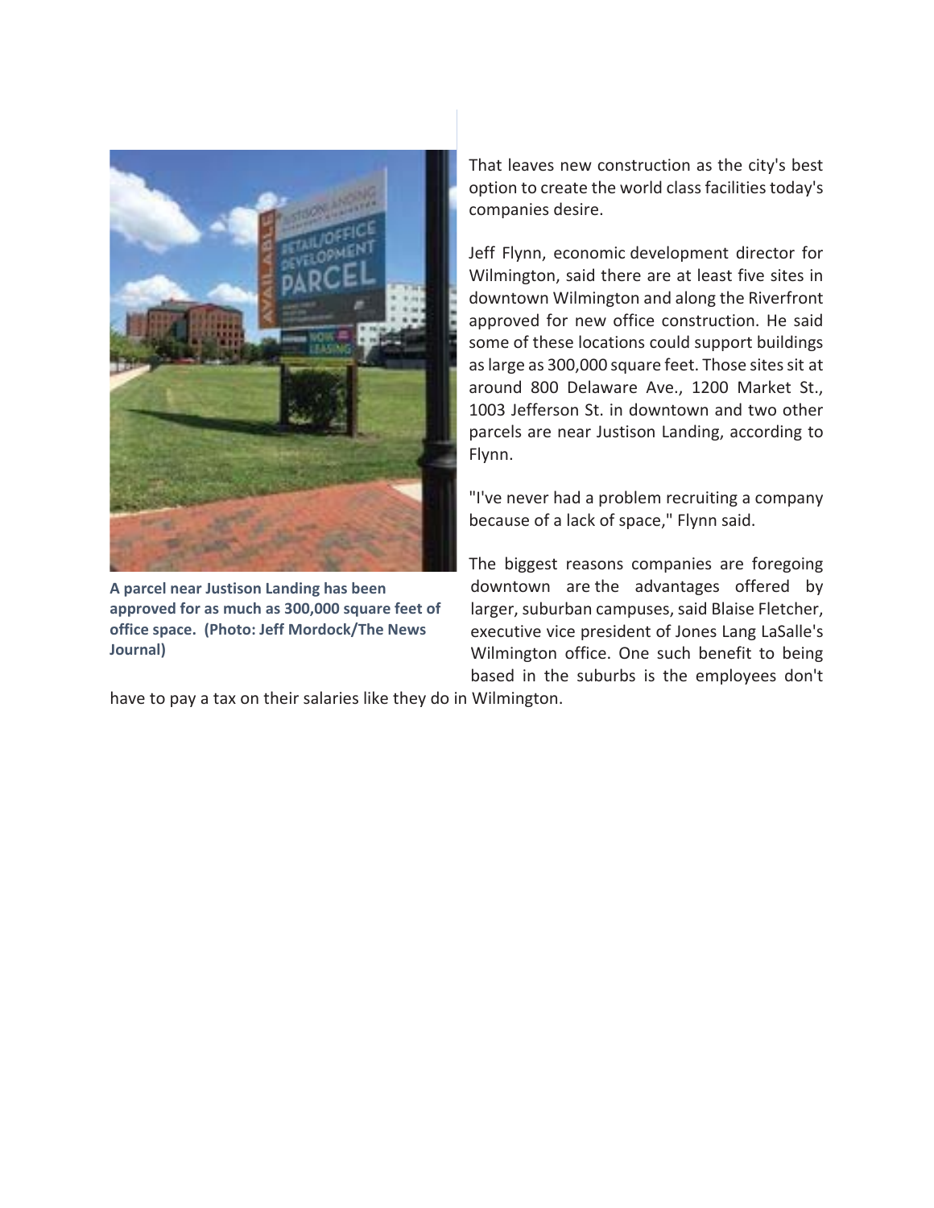A parcel near Justison Landing has been approved for as much as 300,000 square feet of office space. (Photo: Jeff Mordock/The News Journal)

That leaves new construction as the city's best option to create the world class facilities today's companies desire.

Jeff Flynn, economic development director for Wilmington, said there are at least five sites in downtown Wilmington and along the Riverfront approved for new office construction. He said some of these locations could support buildings as large as 300,000 square feet. Those sites sit at around 800 Delaware Ave., 1200 Market St., 1003 Jefferson St. in downtown and two other parcels are near Justison Landing, according to Flynn.

"I've never had a problem recruiting a company because of a lack of space," Flynn said.

The biggest reasons companies are foregoing downtown are the advantages offered by larger, suburban campuses, said Blaise Fletcher, executive vice president of Jones Lang LaSalle's Wilmington office. One such benefit to being based in the suburbs is the employees don't have to pay a tax on their salaries like they do in Wilmington.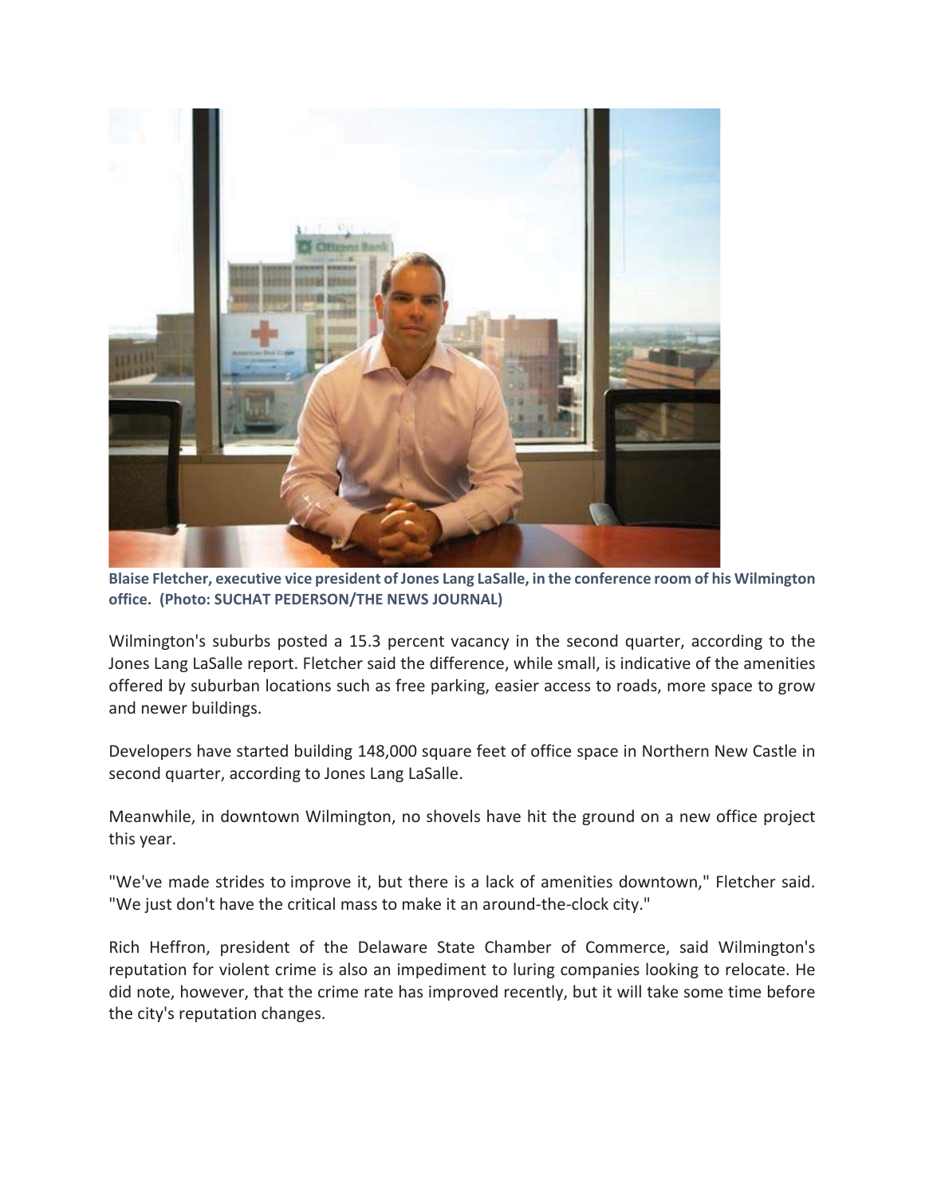**Blaise Fletcher, executive vice president of Jones Lang LaSalle, in the conference room of his Wilmington office. (Photo: SUCHAT PEDERSON/THE NEWS JOURNAL)**

Wilmington's suburbs posted a 15.3 percent vacancy in the second quarter, according to the Jones Lang LaSalle report. Fletcher said the difference, while small, is indicative of the amenities offered by suburban locations such as free parking, easier access to roads, more space to grow and newer buildings.

Developers have started building 148,000 square feet of office space in Northern New Castle in second quarter, according to Jones Lang LaSalle.

Meanwhile, in downtown Wilmington, no shovels have hit the ground on a new office project this year.

"We've made strides to improve it, but there is a lack of amenities downtown," Fletcher said. "We just don't have the critical mass to make it an around-the-clock city."

Rich Heffron, president of the Delaware State Chamber of Commerce, said Wilmington's reputation for violent crime is also an impediment to luring companies looking to relocate. He did note, however, that the crime rate has improved recently, but it will take some time before the city's reputation changes.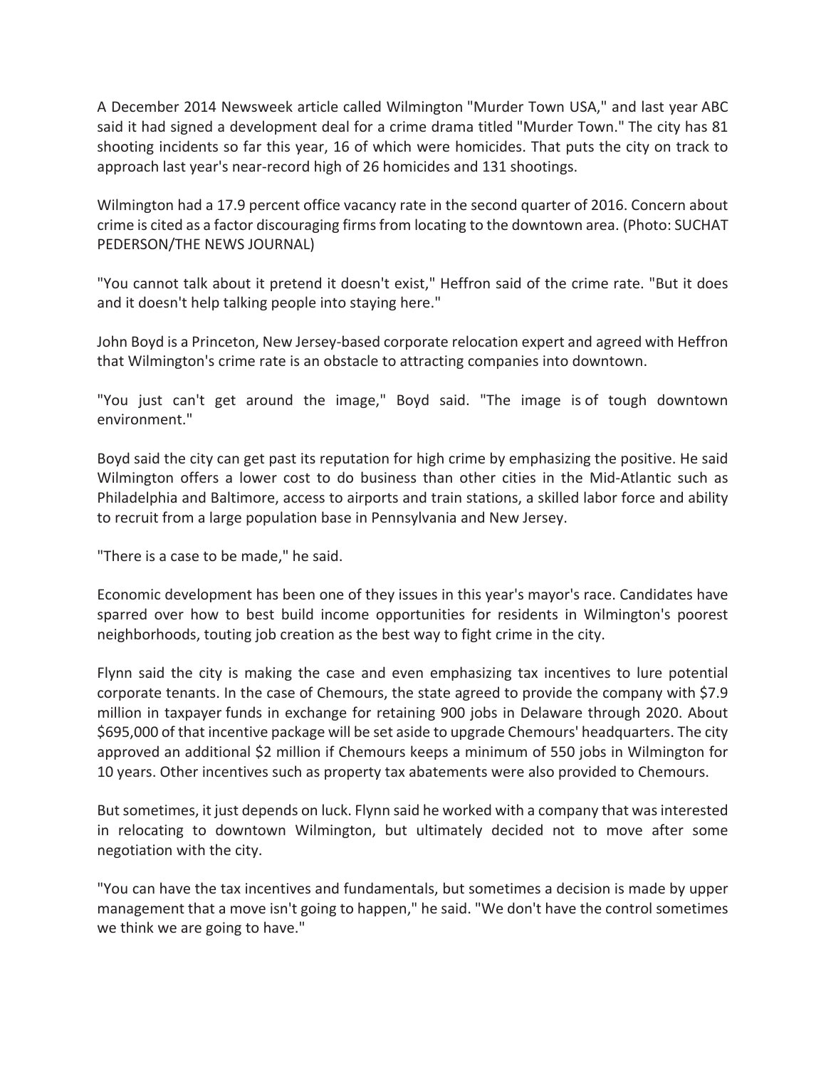A December 2014 Newsweek article called Wilmington "Murder Town USA," and last year ABC said it had signed a development deal for a crime drama titled "Murder Town." The city has 81 shooting incidents so far this year, 16 of which were homicides. That puts the city on track to approach last year's near-record high of 26 homicides and 131 shootings.

Wilmington had a 17.9 percent office vacancy rate in the second quarter of 2016. Concern about crime is cited as a factor discouraging firms from locating to the downtown area. (Photo: SUCHAT PEDERSON/THE NEWS JOURNAL)

"You cannot talk about it pretend it doesn't exist," Heffron said of the crime rate. "But it does and it doesn't help talking people into staying here."

John Boyd is a Princeton, New Jersey-based corporate relocation expert and agreed with Heffron that Wilmington's crime rate is an obstacle to attracting companies into downtown.

"You just can't get around the image," Boyd said. "The image is of tough downtown environment."

Boyd said the city can get past its reputation for high crime by emphasizing the positive. He said Wilmington offers a lower cost to do business than other cities in the Mid-Atlantic such as Philadelphia and Baltimore, access to airports and train stations, a skilled labor force and ability to recruit from a large population base in Pennsylvania and New Jersey.

"There is a case to be made," he said.

Economic development has been one of they issues in this year's mayor's race. Candidates have sparred over how to best build income opportunities for residents in Wilmington's poorest neighborhoods, touting job creation as the best way to fight crime in the city.

Flynn said the city is making the case and even emphasizing tax incentives to lure potential corporate tenants. In the case of Chemours, the state agreed to provide the company with $7.9 million in taxpayer funds in exchange for retaining 900 jobs in Delaware through 2020. About $695,000 of that incentive package will be set aside to upgrade Chemours' headquarters. The city approved an additional $2 million if Chemours keeps a minimum of 550 jobs in Wilmington for 10 years. Other incentives such as property tax abatements were also provided to Chemours.

But sometimes, it just depends on luck. Flynn said he worked with a company that was interested in relocating to downtown Wilmington, but ultimately decided not to move after some negotiation with the city.

"You can have the tax incentives and fundamentals, but sometimes a decision is made by upper management that a move isn't going to happen," he said. "We don't have the control sometimes we think we are going to have."